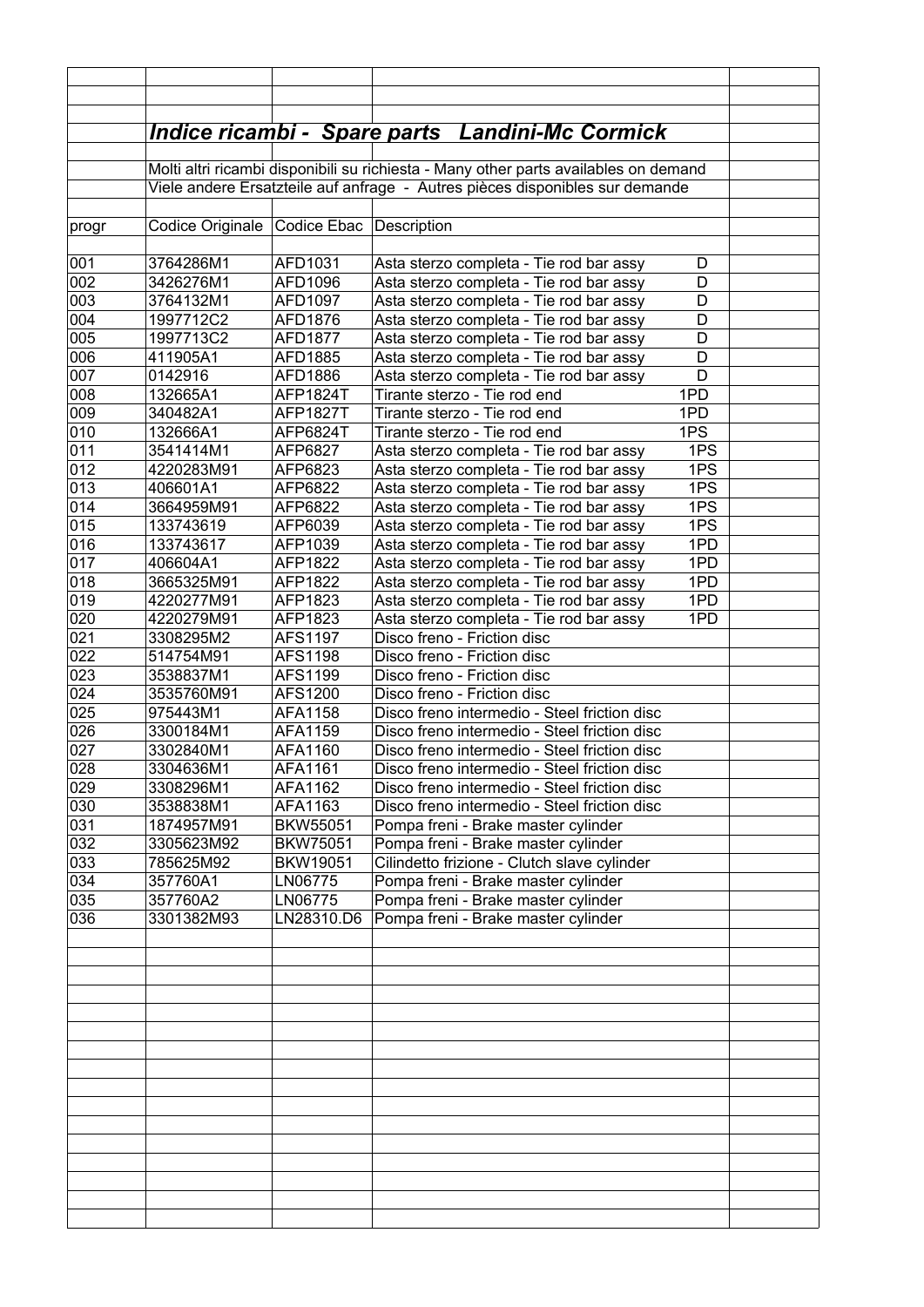## *Indice ricambi - Spare parts Landini-Mc Cormick*

Molti altri ricambi disponibili su richiesta - Many other parts availables on demand

Viele andere Ersatzteile auf anfrage - Autres pièces disponibles sur demande

| progr | Codice Originale | Codice Ebac | Description | |
|---|---|---|---|---|
| 001 | 3764286M1 | AFD1031 | Asta sterzo completa - Tie rod bar assy D | |
| 002 | 3426276M1 | AFD1096 | Asta sterzo completa - Tie rod bar assy D | |
| 003 | 3764132M1 | AFD1097 | Asta sterzo completa - Tie rod bar assy D | |
| 004 | 1997712C2 | AFD1876 | Asta sterzo completa - Tie rod bar assy D | |
| 005 | 1997713C2 | AFD1877 | Asta sterzo completa - Tie rod bar assy D | |
| 006 | 411905A1 | AFD1885 | Asta sterzo completa - Tie rod bar assy D | |
| 007 | 0142916 | AFD1886 | Asta sterzo completa - Tie rod bar assy D | |
| 008 | 132665A1 | AFP1824T | Tirante sterzo - Tie rod end 1PD | |
| 009 | 340482A1 | AFP1827T | Tirante sterzo - Tie rod end 1PD | |
| 010 | 132666A1 | AFP6824T | Tirante sterzo - Tie rod end 1PS | |
| 011 | 3541414M1 | AFP6827 | Asta sterzo completa - Tie rod bar assy 1PS | |
| 012 | 4220283M91 | AFP6823 | Asta sterzo completa - Tie rod bar assy 1PS | |
| 013 | 406601A1 | AFP6822 | Asta sterzo completa - Tie rod bar assy 1PS | |
| 014 | 3664959M91 | AFP6822 | Asta sterzo completa - Tie rod bar assy 1PS | |
| 015 | 133743619 | AFP6039 | Asta sterzo completa - Tie rod bar assy 1PS | |
| 016 | 133743617 | AFP1039 | Asta sterzo completa - Tie rod bar assy 1PD | |
| 017 | 406604A1 | AFP1822 | Asta sterzo completa - Tie rod bar assy 1PD | |
| 018 | 3665325M91 | AFP1822 | Asta sterzo completa - Tie rod bar assy 1PD | |
| 019 | 4220277M91 | AFP1823 | Asta sterzo completa - Tie rod bar assy 1PD | |
| 020 | 4220279M91 | AFP1823 | Asta sterzo completa - Tie rod bar assy 1PD | |
| 021 | 3308295M2 | AFS1197 | Disco freno - Friction disc | |
| 022 | 514754M91 | AFS1198 | Disco freno - Friction disc | |
| 023 | 3538837M1 | AFS1199 | Disco freno - Friction disc | |
| 024 | 3535760M91 | AFS1200 | Disco freno - Friction disc | |
| 025 | 975443M1 | AFA1158 | Disco freno intermedio - Steel friction disc | |
| 026 | 3300184M1 | AFA1159 | Disco freno intermedio - Steel friction disc | |
| 027 | 3302840M1 | AFA1160 | Disco freno intermedio - Steel friction disc | |
| 028 | 3304636M1 | AFA1161 | Disco freno intermedio - Steel friction disc | |
| 029 | 3308296M1 | AFA1162 | Disco freno intermedio - Steel friction disc | |
| 030 | 3538838M1 | AFA1163 | Disco freno intermedio - Steel friction disc | |
| 031 | 1874957M91 | BKW55051 | Pompa freni - Brake master cylinder | |
| 032 | 3305623M92 | BKW75051 | Pompa freni - Brake master cylinder | |
| 033 | 785625M92 | BKW19051 | Cilindetto frizione - Clutch slave cylinder | |
| 034 | 357760A1 | LN06775 | Pompa freni - Brake master cylinder | |
| 035 | 357760A2 | LN06775 | Pompa freni - Brake master cylinder | |
| 036 | 3301382M93 | LN28310.D6 | Pompa freni - Brake master cylinder | |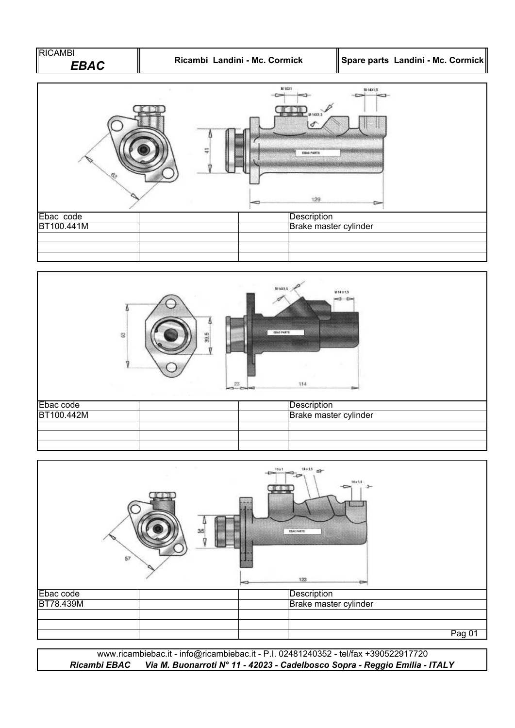| Ebac code | | | Description |
|---|---|---|---|
| BT100.441M | | | Brake master cylinder |
| | | | |
| | | | |
| | | | |

| Ebac code | | | Description |
|---|---|---|---|
| BT100.442M | | | Brake master cylinder |
| | | | |
| | | | |
| | | | |

| Ebac code | | | Description |
|---|---|---|---|
| BT78.439M | | | Brake master cylinder |
| | | | |
| | | | |
| | | | |

www.ricambiebac.it - info@ricambiebac.it - P.I. 02481240352 - tel/fax +390522917720

***Ricambi EBAC*** ***Via M. Buonarroti N° 11 - 42023 - Cadelbosco Sopra - Reggio Emilia - ITALY***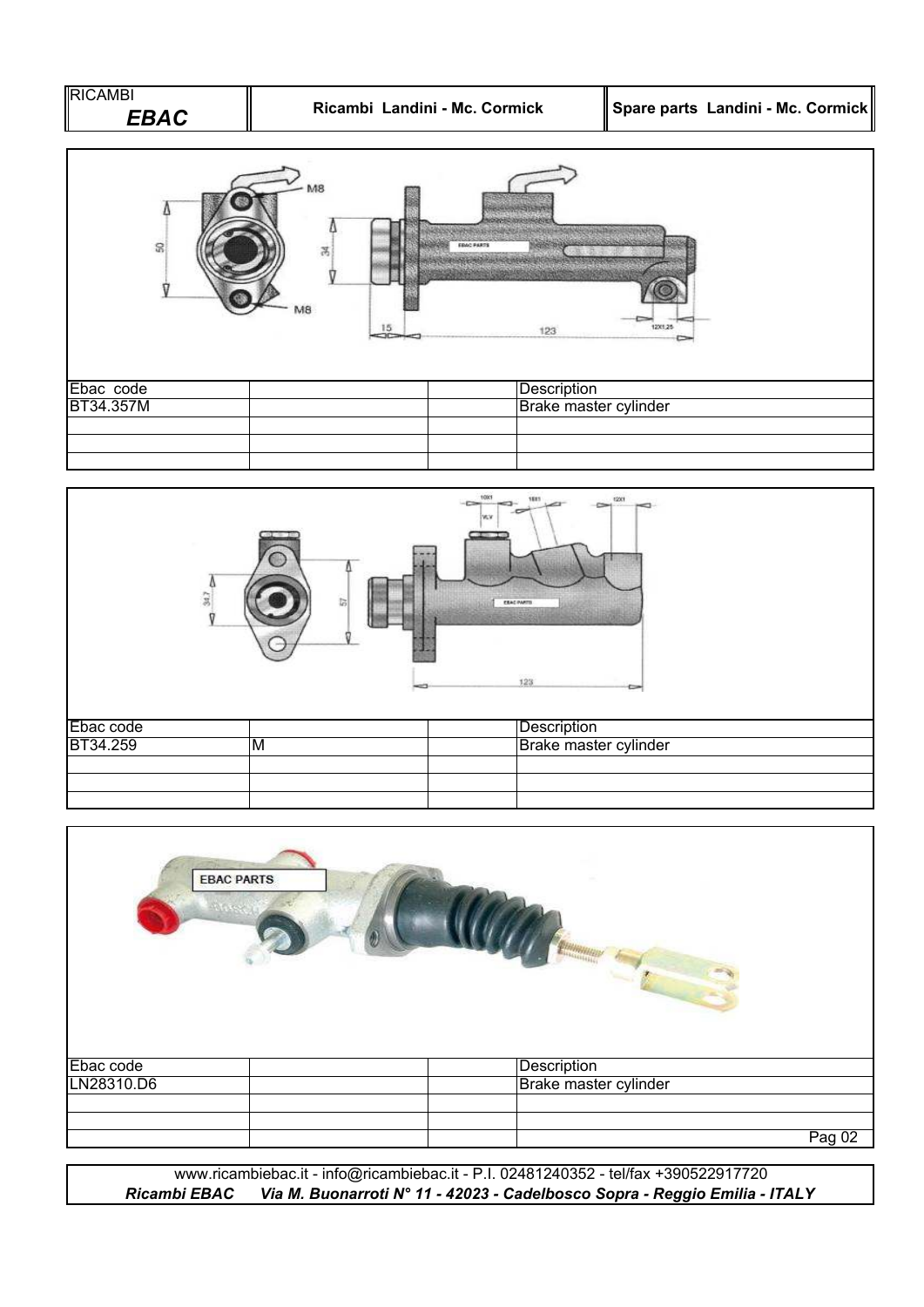| RICAMBI EBAC | Ricambi Landini - Mc. Cormick | Spare parts Landini - Mc. Cormick |
|---|---|---|

M8

50

34

M8

15

123

12X1,25

EBAC PARTS

| Ebac code | | | Description |
|---|---|---|---|
| BT34.357M | | | Brake master cylinder |
| | | | |
| | | | |
| | | | |

34.7

57

123

EBAC PARTS

| Ebac code | | | Description |
|---|---|---|---|
| BT34.259 | M | | Brake master cylinder |
| | | | |
| | | | |
| | | | |

EBAC PARTS

| Ebac code | | | Description |
|---|---|---|---|
| LN28310.D6 | | | Brake master cylinder |
| | | | |
| | | | |
| | | | |

www.ricambiebac.it - info@ricambiebac.it - P.I. 02481240352 - tel/fax +390522917720

*Ricambi EBAC Via M. Buonarroti N° 11 - 42023 - Cadelbosco Sopra - Reggio Emilia - ITALY*